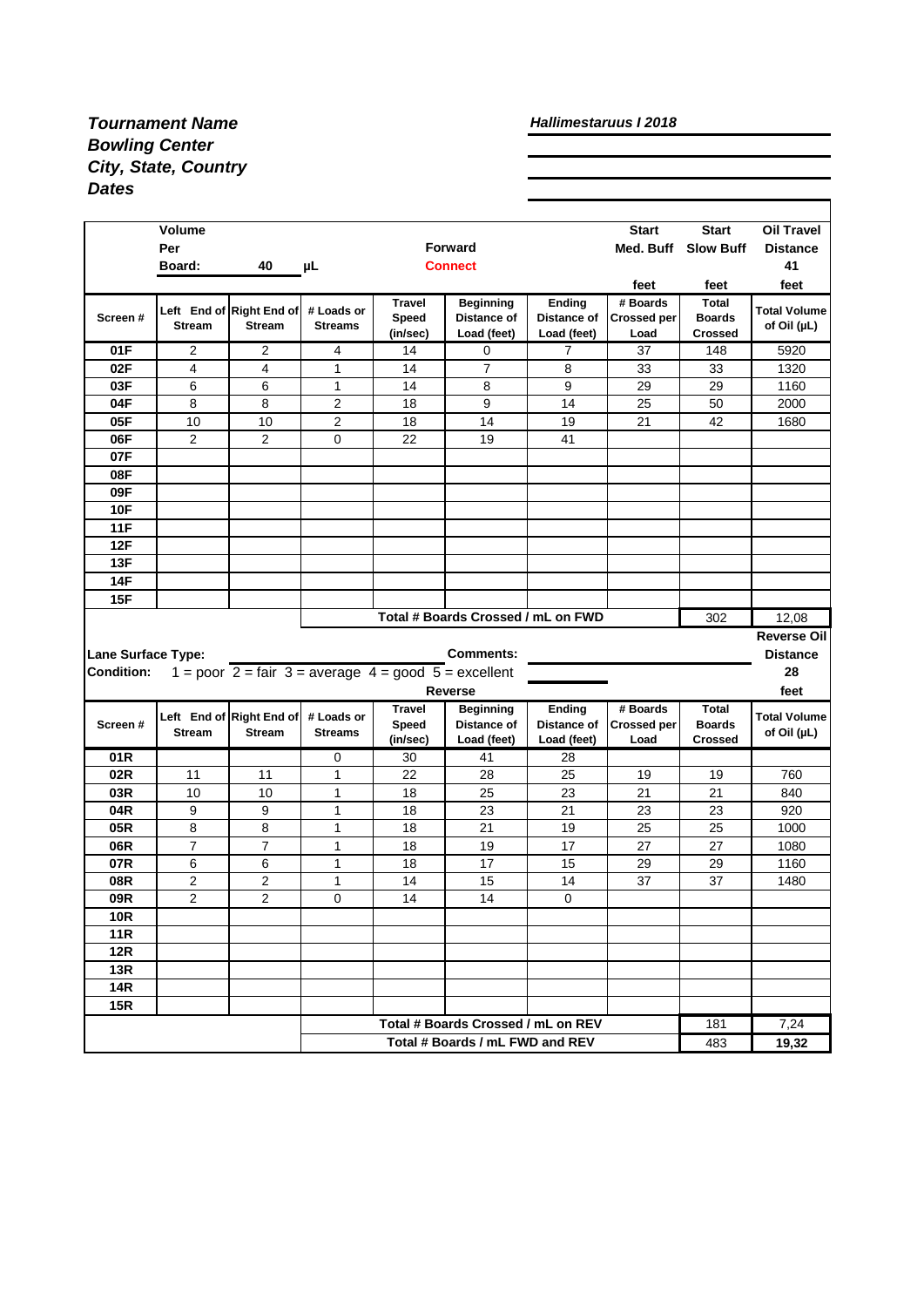***Tournament Name***
***Bowling Center***
***City, State, Country***
***Dates***

***Hallimestaruus I 2018***

| | Volume Per Board: | 40 | μL | | Forward Connect | | Start Med. Buff feet | Start Slow Buff feet | Oil Travel Distance 41 feet |
|---|---|---|---|---|---|---|---|---|---|
| **Screen #** | **Left End of Stream** | **Right End of Stream** | **# Loads or Streams** | **Travel Speed (in/sec)** | **Beginning Distance of Load (feet)** | **Ending Distance of Load (feet)** | **# Boards Crossed per Load** | **Total Boards Crossed** | **Total Volume of Oil (μL)** |
| **01F** | 2 | 2 | 4 | 14 | 0 | 7 | 37 | 148 | 5920 |
| **02F** | 4 | 4 | 1 | 14 | 7 | 8 | 33 | 33 | 1320 |
| **03F** | 6 | 6 | 1 | 14 | 8 | 9 | 29 | 29 | 1160 |
| **04F** | 8 | 8 | 2 | 18 | 9 | 14 | 25 | 50 | 2000 |
| **05F** | 10 | 10 | 2 | 18 | 14 | 19 | 21 | 42 | 1680 |
| **06F** | 2 | 2 | 0 | 22 | 19 | 41 | | | |
| **07F** | | | | | | | | | |
| **08F** | | | | | | | | | |
| **09F** | | | | | | | | | |
| **10F** | | | | | | | | | |
| **11F** | | | | | | | | | |
| **12F** | | | | | | | | | |
| **13F** | | | | | | | | | |
| **14F** | | | | | | | | | |
| **15F** | | | | | | | | | |
| | | | **Total # Boards Crossed / mL on FWD** | | | | | 302 | 12,08 |

**Lane Surface Type:**

**Comments:**

**Condition:** 1 = poor 2 = fair 3 = average 4 = good 5 = excellent

**Reverse Oil Distance** 28 feet

| | | | | | Reverse | | | | |
|---|---|---|---|---|---|---|---|---|---|
| **Screen #** | **Left End of Stream** | **Right End of Stream** | **# Loads or Streams** | **Travel Speed (in/sec)** | **Beginning Distance of Load (feet)** | **Ending Distance of Load (feet)** | **# Boards Crossed per Load** | **Total Boards Crossed** | **Total Volume of Oil (μL)** |
| **01R** | | | 0 | 30 | 41 | 28 | | | |
| **02R** | 11 | 11 | 1 | 22 | 28 | 25 | 19 | 19 | 760 |
| **03R** | 10 | 10 | 1 | 18 | 25 | 23 | 21 | 21 | 840 |
| **04R** | 9 | 9 | 1 | 18 | 23 | 21 | 23 | 23 | 920 |
| **05R** | 8 | 8 | 1 | 18 | 21 | 19 | 25 | 25 | 1000 |
| **06R** | 7 | 7 | 1 | 18 | 19 | 17 | 27 | 27 | 1080 |
| **07R** | 6 | 6 | 1 | 18 | 17 | 15 | 29 | 29 | 1160 |
| **08R** | 2 | 2 | 1 | 14 | 15 | 14 | 37 | 37 | 1480 |
| **09R** | 2 | 2 | 0 | 14 | 14 | 0 | | | |
| **10R** | | | | | | | | | |
| **11R** | | | | | | | | | |
| **12R** | | | | | | | | | |
| **13R** | | | | | | | | | |
| **14R** | | | | | | | | | |
| **15R** | | | | | | | | | |
| | | | **Total # Boards Crossed / mL on REV** | | | | | 181 | 7,24 |
| | | | **Total # Boards / mL FWD and REV** | | | | | 483 | **19,32** |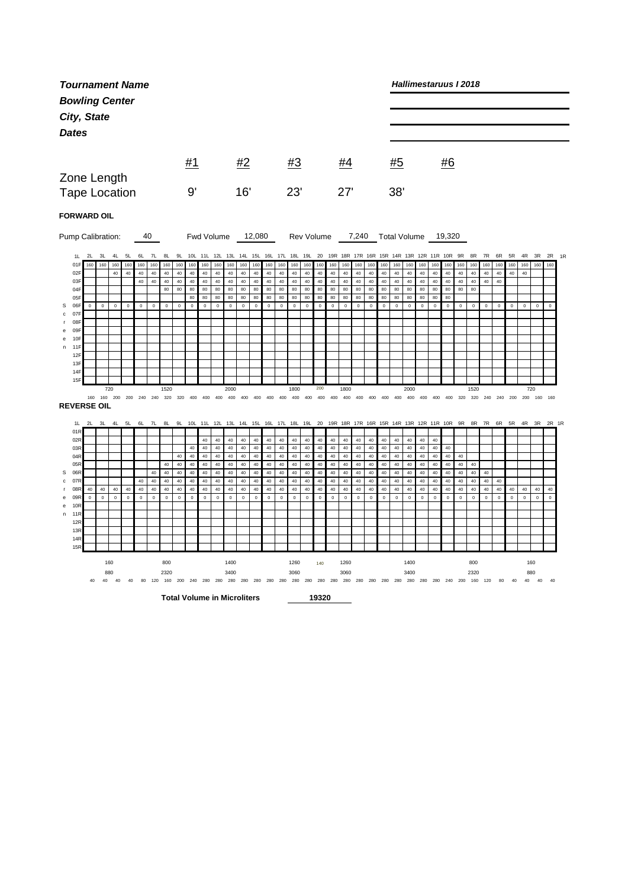***Tournament Name*** ***Hallimestaruus I 2018***

***Bowling Center***

***City, State***

***Dates***

| | #1 | #2 | #3 | #4 | #5 | #6 |
|---|---|---|---|---|---|---|
| Zone Length | | | | | | |
| Tape Location | 9' | 16' | 23' | 27' | 38' | |

**FORWARD OIL**

Pump Calibration: 40 Fwd Volume 12,080 Rev Volume 7,240 Total Volume 19,320

| | 1L | 2L | 3L | 4L | 5L | 6L | 7L | 8L | 9L | 10L | 11L | 12L | 13L | 14L | 15L | 16L | 17L | 18L | 19L | 20 | 19R | 18R | 17R | 16R | 15R | 14R | 13R | 12R | 11R | 10R | 9R | 8R | 7R | 6R | 5R | 4R | 3R | 2R | 1R |
|---|---|---|---|---|---|---|---|---|---|---|---|---|---|---|---|---|---|---|---|---|---|---|---|---|---|---|---|---|---|---|---|---|---|---|---|---|---|---|---|
| | 01F | 160 | 160 | 160 | 160 | 160 | 160 | 160 | 160 | 160 | 160 | 160 | 160 | 160 | 160 | 160 | 160 | 160 | 160 | 160 | 160 | 160 | 160 | 160 | 160 | 160 | 160 | 160 | 160 | 160 | 160 | 160 | 160 | 160 | 160 | 160 | 160 | 160 | |
| | 02F | | | 40 | 40 | 40 | 40 | 40 | 40 | 40 | 40 | 40 | 40 | 40 | 40 | 40 | 40 | 40 | 40 | 40 | 40 | 40 | 40 | 40 | 40 | 40 | 40 | 40 | 40 | 40 | 40 | 40 | 40 | 40 | 40 | 40 | | | |
| | 03F | | | | | 40 | 40 | 40 | 40 | 40 | 40 | 40 | 40 | 40 | 40 | 40 | 40 | 40 | 40 | 40 | 40 | 40 | 40 | 40 | 40 | 40 | 40 | 40 | 40 | 40 | 40 | 40 | 40 | 40 | | | | | |
| | 04F | | | | | | | 80 | 80 | 80 | 80 | 80 | 80 | 80 | 80 | 80 | 80 | 80 | 80 | 80 | 80 | 80 | 80 | 80 | 80 | 80 | 80 | 80 | 80 | 80 | 80 | 80 | | | | | | | |
| | 05F | | | | | | | | | 80 | 80 | 80 | 80 | 80 | 80 | 80 | 80 | 80 | 80 | 80 | 80 | 80 | 80 | 80 | 80 | 80 | 80 | 80 | 80 | 80 | | | | | | | | | |
| S | 06F | 0 | 0 | 0 | 0 | 0 | 0 | 0 | 0 | 0 | 0 | 0 | 0 | 0 | 0 | 0 | 0 | 0 | 0 | 0 | 0 | 0 | 0 | 0 | 0 | 0 | 0 | 0 | 0 | 0 | 0 | 0 | 0 | 0 | 0 | 0 | 0 | 0 | |
| c | 07F | | | | | | | | | | | | | | | | | | | | | | | | | | | | | | | | | | | | | | |
| r | 08F | | | | | | | | | | | | | | | | | | | | | | | | | | | | | | | | | | | | | | |
| e | 09F | | | | | | | | | | | | | | | | | | | | | | | | | | | | | | | | | | | | | | |
| e | 10F | | | | | | | | | | | | | | | | | | | | | | | | | | | | | | | | | | | | | | |
| n | 11F | | | | | | | | | | | | | | | | | | | | | | | | | | | | | | | | | | | | | | |
| | 12F | | | | | | | | | | | | | | | | | | | | | | | | | | | | | | | | | | | | | | |
| | 13F | | | | | | | | | | | | | | | | | | | | | | | | | | | | | | | | | | | | | | |
| | 14F | | | | | | | | | | | | | | | | | | | | | | | | | | | | | | | | | | | | | | |
| | 15F | | | | | | | | | | | | | | | | | | | | | | | | | | | | | | | | | | | | | | |
| | | | 720 | | | | | 1520 | | | | | 2000 | | | | | 1800 | | 200 | | 1800 | | | | | 2000 | | | | | 1520 | | | | | 720 | | |
| | | 160 | 160 | 200 | 200 | 240 | 240 | 320 | 320 | 400 | 400 | 400 | 400 | 400 | 400 | 400 | 400 | 400 | 400 | 400 | 400 | 400 | 400 | 400 | 400 | 400 | 400 | 400 | 400 | 400 | 320 | 320 | 240 | 240 | 200 | 200 | 160 | 160 | |

**REVERSE OIL**

| | 1L | 2L | 3L | 4L | 5L | 6L | 7L | 8L | 9L | 10L | 11L | 12L | 13L | 14L | 15L | 16L | 17L | 18L | 19L | 20 | 19R | 18R | 17R | 16R | 15R | 14R | 13R | 12R | 11R | 10R | 9R | 8R | 7R | 6R | 5R | 4R | 3R | 2R | 1R |
|---|---|---|---|---|---|---|---|---|---|---|---|---|---|---|---|---|---|---|---|---|---|---|---|---|---|---|---|---|---|---|---|---|---|---|---|---|---|---|---|
| | 01R | | | | | | | | | | | | | | | | | | | | | | | | | | | | | | | | | | | | | | |
| | 02R | | | | | | | | | | 40 | 40 | 40 | 40 | 40 | 40 | 40 | 40 | 40 | 40 | 40 | 40 | 40 | 40 | 40 | 40 | 40 | 40 | 40 | | | | | | | | | | |
| | 03R | | | | | | | | | 40 | 40 | 40 | 40 | 40 | 40 | 40 | 40 | 40 | 40 | 40 | 40 | 40 | 40 | 40 | 40 | 40 | 40 | 40 | 40 | 40 | | | | | | | | | |
| | 04R | | | | | | | | 40 | 40 | 40 | 40 | 40 | 40 | 40 | 40 | 40 | 40 | 40 | 40 | 40 | 40 | 40 | 40 | 40 | 40 | 40 | 40 | 40 | 40 | 40 | | | | | | | | |
| | 05R | | | | | | | 40 | 40 | 40 | 40 | 40 | 40 | 40 | 40 | 40 | 40 | 40 | 40 | 40 | 40 | 40 | 40 | 40 | 40 | 40 | 40 | 40 | 40 | 40 | 40 | 40 | | | | | | | |
| S | 06R | | | | | | 40 | 40 | 40 | 40 | 40 | 40 | 40 | 40 | 40 | 40 | 40 | 40 | 40 | 40 | 40 | 40 | 40 | 40 | 40 | 40 | 40 | 40 | 40 | 40 | 40 | 40 | 40 | | | | | | |
| c | 07R | | | | | 40 | 40 | 40 | 40 | 40 | 40 | 40 | 40 | 40 | 40 | 40 | 40 | 40 | 40 | 40 | 40 | 40 | 40 | 40 | 40 | 40 | 40 | 40 | 40 | 40 | 40 | 40 | 40 | 40 | | | | | |
| r | 08R | 40 | 40 | 40 | 40 | 40 | 40 | 40 | 40 | 40 | 40 | 40 | 40 | 40 | 40 | 40 | 40 | 40 | 40 | 40 | 40 | 40 | 40 | 40 | 40 | 40 | 40 | 40 | 40 | 40 | 40 | 40 | 40 | 40 | 40 | 40 | 40 | 40 | |
| e | 09R | 0 | 0 | 0 | 0 | 0 | 0 | 0 | 0 | 0 | 0 | 0 | 0 | 0 | 0 | 0 | 0 | 0 | 0 | 0 | 0 | 0 | 0 | 0 | 0 | 0 | 0 | 0 | 0 | 0 | 0 | 0 | 0 | 0 | 0 | 0 | 0 | 0 | |
| e | 10R | | | | | | | | | | | | | | | | | | | | | | | | | | | | | | | | | | | | | | |
| n | 11R | | | | | | | | | | | | | | | | | | | | | | | | | | | | | | | | | | | | | | |
| | 12R | | | | | | | | | | | | | | | | | | | | | | | | | | | | | | | | | | | | | | |
| | 13R | | | | | | | | | | | | | | | | | | | | | | | | | | | | | | | | | | | | | | |
| | 14R | | | | | | | | | | | | | | | | | | | | | | | | | | | | | | | | | | | | | | |
| | 15R | | | | | | | | | | | | | | | | | | | | | | | | | | | | | | | | | | | | | | |
| | | | 160 | | | | | 800 | | | | | 1400 | | | | | 1260 | | 140 | | 1260 | | | | | 1400 | | | | | 800 | | | | | 160 | | |
| | | | 880 | | | | | 2320 | | | | | 3400 | | | | | 3060 | | | | 3060 | | | | | 3400 | | | | | 2320 | | | | | 880 | | |
| | | 40 | 40 | 40 | 40 | 80 | 120 | 160 | 200 | 240 | 280 | 280 | 280 | 280 | 280 | 280 | 280 | 280 | 280 | 280 | 280 | 280 | 280 | 280 | 280 | 280 | 280 | 280 | 280 | 240 | 200 | 160 | 120 | 80 | 40 | 40 | 40 | 40 | |

**Total Volume in Microliters** 19320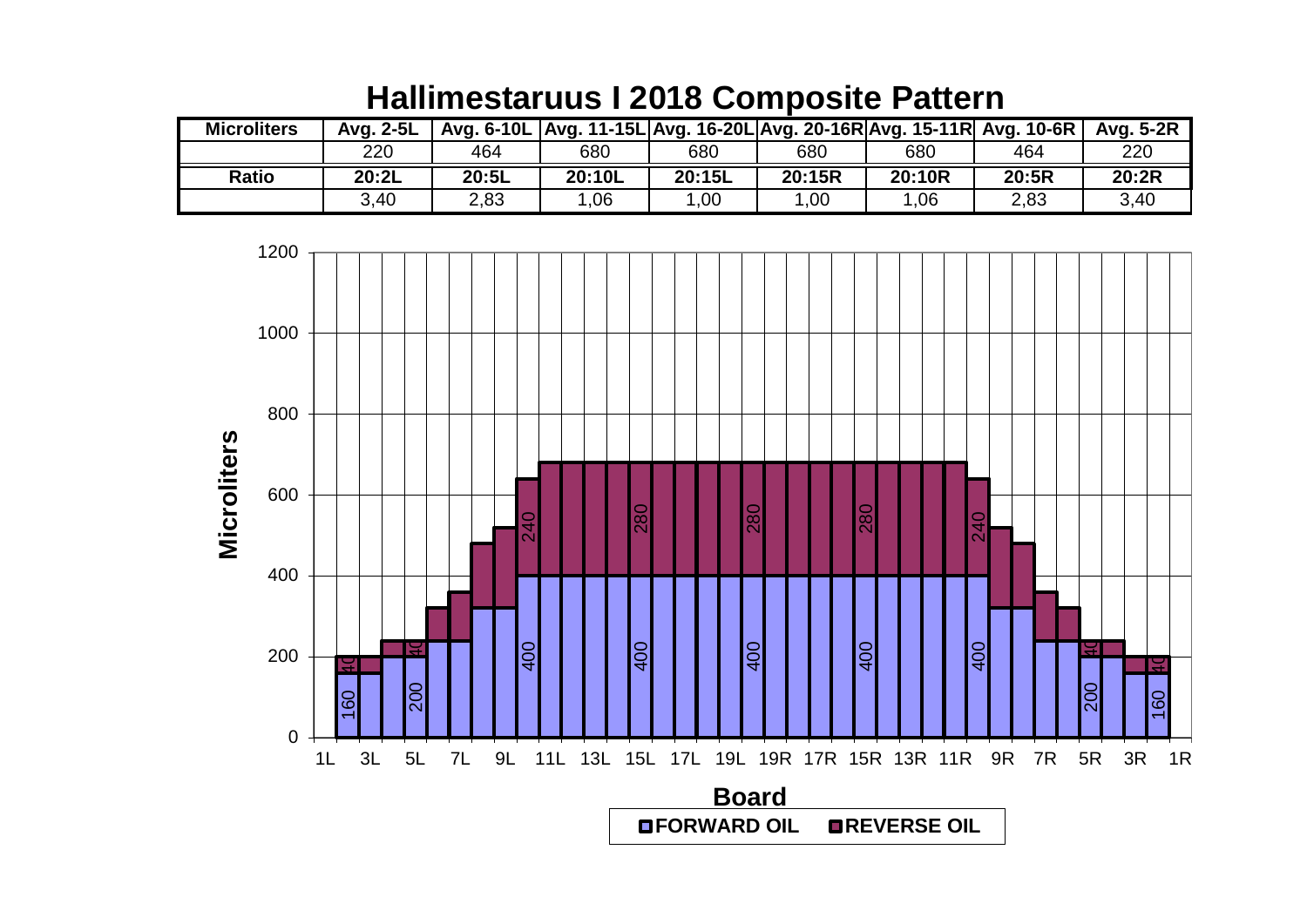# Hallimestaruus I 2018 Composite Pattern

| Microliters | Avg. 2-5L | Avg. 6-10L | Avg. 11-15L | Avg. 16-20L | Avg. 20-16R | Avg. 15-11R | Avg. 10-6R | Avg. 5-2R |
|---|---|---|---|---|---|---|---|---|
| | 220 | 464 | 680 | 680 | 680 | 680 | 464 | 220 |
| **Ratio** | **20:2L** | **20:5L** | **20:10L** | **20:15L** | **20:15R** | **20:10R** | **20:5R** | **20:2R** |
| | 3,40 | 2,83 | 1,06 | 1,00 | 1,00 | 1,06 | 2,83 | 3,40 |

**Microliters** (y-axis: 0, 200, 400, 600, 800, 1000, 1200)

**Board** (x-axis: 1L, 3L, 5L, 7L, 9L, 11L, 13L, 15L, 17L, 19L, 19R, 17R, 15R, 13R, 11R, 9R, 7R, 5R, 3R, 1R)

Bar labels: 160 / 40; 200 / 40; 400 / 240; 400 / 280; 400 / 280; 400 / 280; 400 / 240; 200 / 40; 160 / 40

**FORWARD OIL** **REVERSE OIL**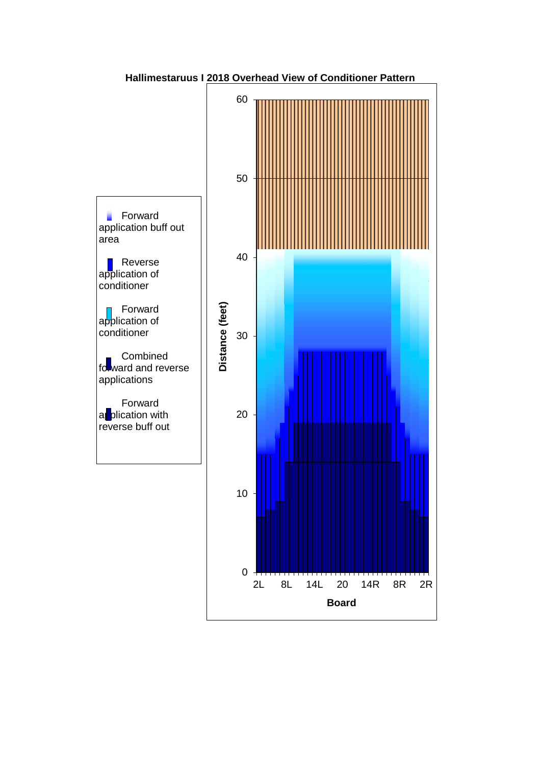**Hallimestaruus I 2018 Overhead View of Conditioner Pattern**

Forward application buff out area

Reverse application of conditioner

Forward application of conditioner

Combined forward and reverse applications

Forward application with reverse buff out

Distance (feet)

60

50

40

30

20

10

0

2L

8L

14L

20

14R

8R

2R

Board